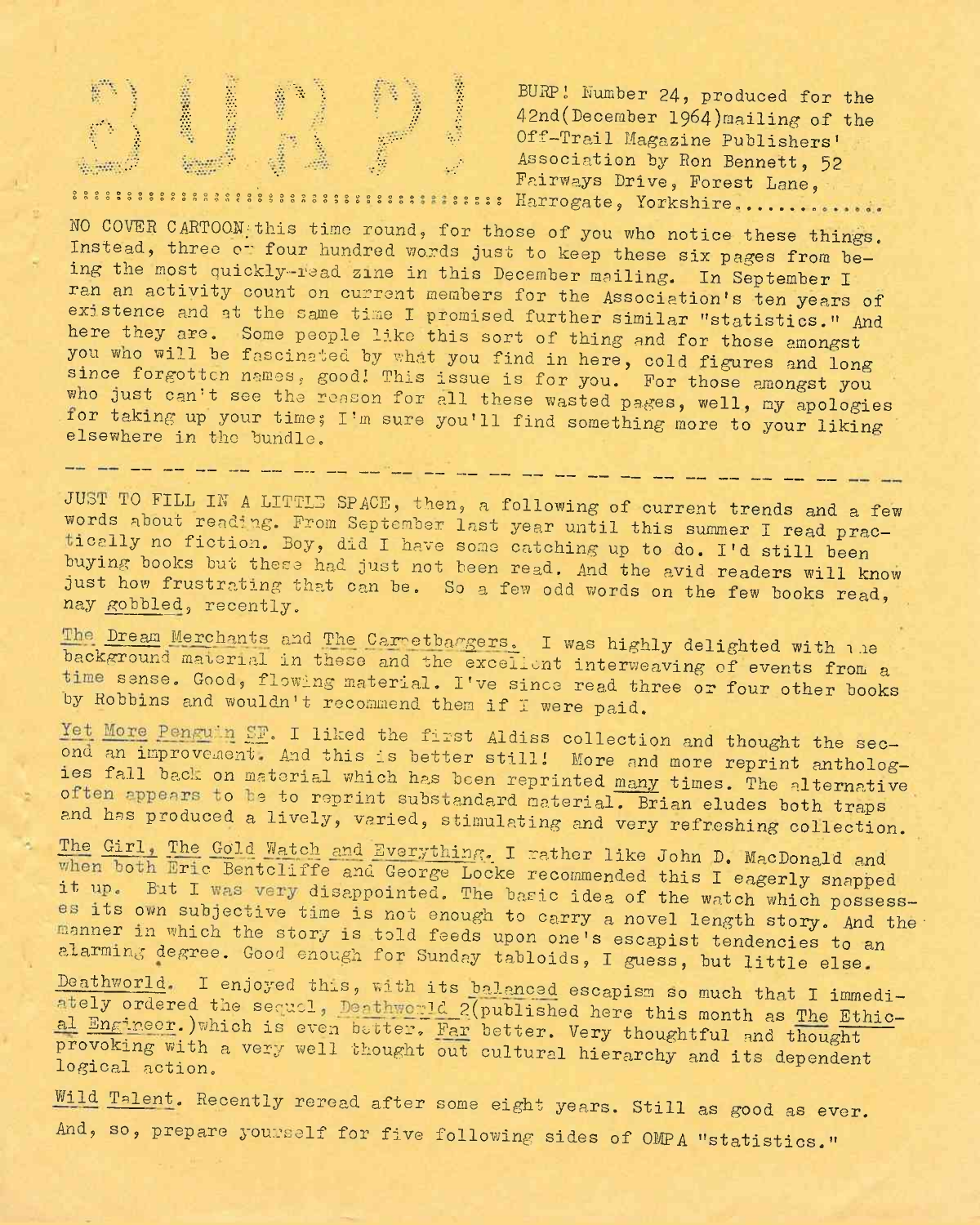# BURP!

BURP! Number 24, produced for the 42nd(December 1964)mailing of the Off-Trail Magazine Publishers' Association by Ron Bennett, 52 Fairways Drive, Forest Lane, Harrogate, Yorkshire.............

NO COVER CARTOON this time round, for those of you who notice these things. Instead, three or four hundred words just to keep these six pages from being the most quickly-read zine in this December mailing. In September I ran an activity count on current members for the Association's ten years of existence and at the same time I promised further similar "statistics." And here they are. Some people like this sort of thing and for those amongst you who will be fascinated by what you find in here, cold figures and long since forgotten names, good! This issue is for you. For those amongst you who just can't see the reason for all these wasted pages, well, my apologies for taking up your time; I'm sure you'll find something more to your liking elsewhere in the bundle.

---

JUST TO FILL IN A LITTLE SPACE, then, a following of current trends and a few words about reading. From September last year until this summer I read practically no fiction. Boy, did I have some catching up to do. I'd still been buying books but these had just not been read. And the avid readers will know just how frustrating that can be. So a few odd words on the few books read, nay gobbled, recently.

The Dream Merchants and The Carpetbaggers. I was highly delighted with the background material in these and the excellent interweaving of events from a time sense. Good, flowing material. I've since read three or four other books by Robbins and wouldn't recommend them if I were paid.

Yet More Penguin SF. I liked the first Aldiss collection and thought the second an improvement. And this is better still! More and more reprint anthologies fall back on material which has been reprinted many times. The alternative often appears to be to reprint substandard material. Brian eludes both traps and has produced a lively, varied, stimulating and very refreshing collection.

The Girl, The Gold Watch and Everything. I rather like John D. MacDonald and when both Eric Bentcliffe and George Locke recommended this I eagerly snapped it up. But I was very disappointed. The basic idea of the watch which possesses its own subjective time is not enough to carry a novel length story. And the manner in which the story is told feeds upon one's escapist tendencies to an alarming degree. Good enough for Sunday tabloids, I guess, but little else.

Deathworld. I enjoyed this, with its balanced escapism so much that I immediately ordered the sequel, Deathworld 2(published here this month as The Ethical Engineer.)which is even better. Far better. Very thoughtful and thought provoking with a very well thought out cultural hierarchy and its dependent logical action.

Wild Talent. Recently reread after some eight years. Still as good as ever.

And, so, prepare yourself for five following sides of OMPA "statistics."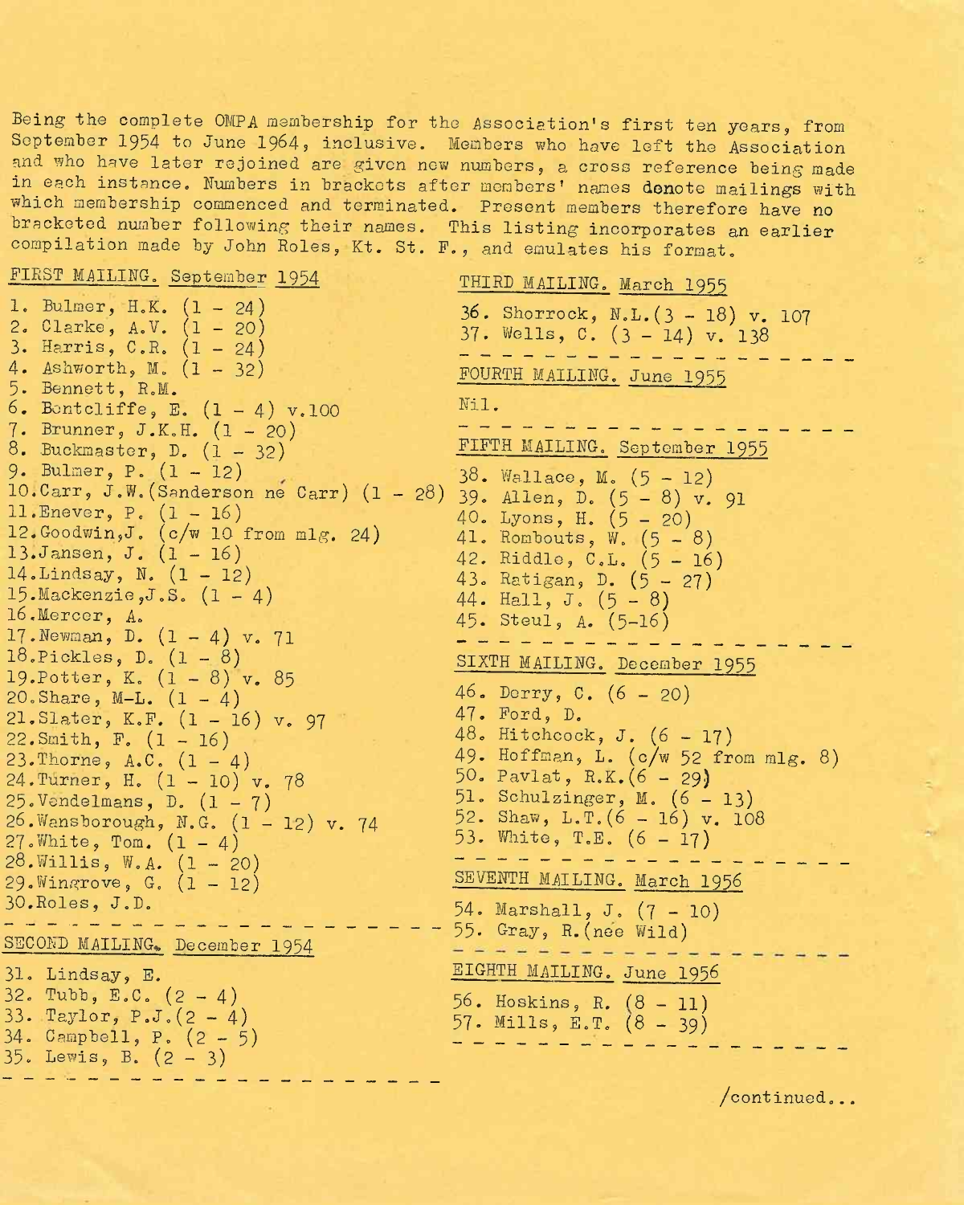Being the complete OMPA membership for the Association's first ten years, from September 1954 to June 1964, inclusive. Members who have left the Association and who have later rejoined are given new numbers, a cross reference being made in each instance. Numbers in brackets after members' names denote mailings with which membership commenced and terminated. Present members therefore have no bracketed number following their names. This listing incorporates an earlier compilation made by John Roles, Kt. St. F., and emulates his format.

FIRST MAILING. September 1954

1. Bulmer, H.K. (1 - 24)
2. Clarke, A.V. (1 - 20)
3. Harris, C.R. (1 - 24)
4. Ashworth, M. (1 - 32)
5. Bennett, R.M.
6. Bentcliffe, E. (1 - 4) v.100
7. Brunner, J.K.H. (1 - 20)
8. Buckmaster, D. (1 - 32)
9. Bulmer, P. (1 - 12)
10. Carr, J.W. (Sanderson né Carr) (1 - 28)
11. Enever, P. (1 - 16)
12. Goodwin, J. (c/w 10 from mlg. 24)
13. Jansen, J. (1 - 16)
14. Lindsay, N. (1 - 12)
15. Mackenzie, J.S. (1 - 4)
16. Mercer, A.
17. Newman, D. (1 - 4) v. 71
18. Pickles, D. (1 - 8)
19. Potter, K. (1 - 8) v. 85
20. Share, M-L. (1 - 4)
21. Slater, K.F. (1 - 16) v. 97
22. Smith, F. (1 - 16)
23. Thorne, A.C. (1 - 4)
24. Turner, H. (1 - 10) v. 78
25. Vendelmans, D. (1 - 7)
26. Wansborough, N.G. (1 - 12) v. 74
27. White, Tom. (1 - 4)
28. Willis, W.A. (1 - 20)
29. Wingrove, G. (1 - 12)
30. Roles, J.D.

SECOND MAILING. December 1954

31. Lindsay, E.
32. Tubb, E.C. (2 - 4)
33. Taylor, P.J. (2 - 4)
34. Campbell, P. (2 - 5)
35. Lewis, B. (2 - 3)

THIRD MAILING. March 1955

36. Shorrock, N.L. (3 - 18) v. 107
37. Wells, C. (3 - 14) v. 138

FOURTH MAILING. June 1955

Nil.

FIFTH MAILING. September 1955

38. Wallace, M. (5 - 12)
39. Allen, D. (5 - 8) v. 91
40. Lyons, H. (5 - 20)
41. Rombouts, W. (5 - 8)
42. Riddle, C.L. (5 - 16)
43. Ratigan, D. (5 - 27)
44. Hall, J. (5 - 8)
45. Steul, A. (5-16)

SIXTH MAILING. December 1955

46. Derry, C. (6 - 20)
47. Ford, D.
48. Hitchcock, J. (6 - 17)
49. Hoffman, L. (c/w 52 from mlg. 8)
50. Pavlat, R.K. (6 - 29)
51. Schulzinger, M. (6 - 13)
52. Shaw, L.T. (6 - 16) v. 108
53. White, T.E. (6 - 17)

SEVENTH MAILING. March 1956

54. Marshall, J. (7 - 10)
55. Gray, R. (née Wild)

EIGHTH MAILING. June 1956

56. Hoskins, R. (8 - 11)
57. Mills, E.T. (8 - 39)

/continued...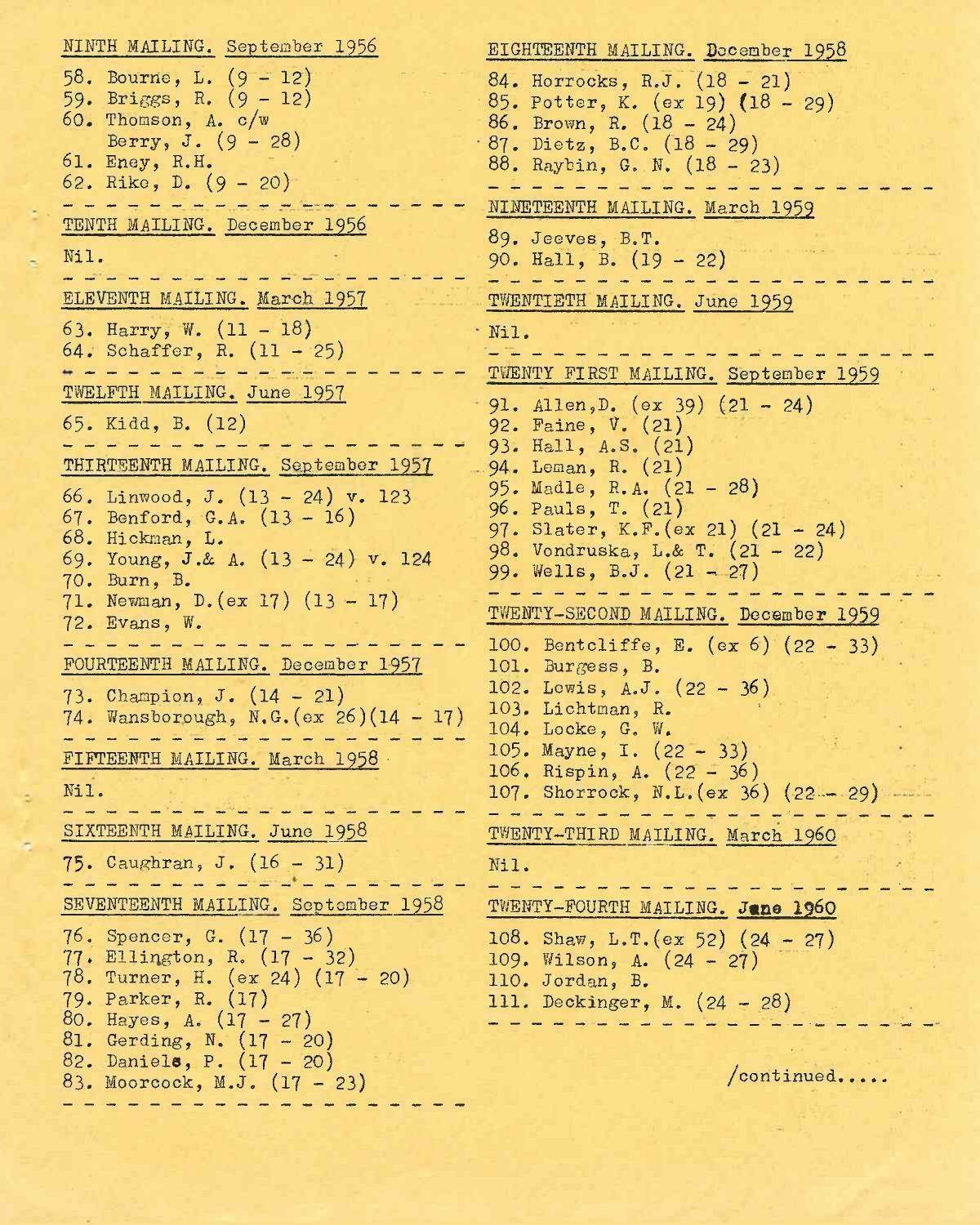NINTH MAILING. September 1956

58. Bourne, L. (9 - 12)
59. Briggs, R. (9 - 12)
60. Thomson, A. c/w
    Berry, J. (9 - 28)
61. Eney, R.H.
62. Rike, D. (9 - 20)

- - - - - - - - - - - - - - - - - - - -

TENTH MAILING. December 1956

Nil.

- - - - - - - - - - - - - - - - - - - -

ELEVENTH MAILING. March 1957

63. Harry, W. (11 - 18)
64. Schaffer, R. (11 - 25)

- - - - - - - - - - - - - - - - - - - -

TWELFTH MAILING. June 1957

65. Kidd, B. (12)

- - - - - - - - - - - - - - - - - - - -

THIRTEENTH MAILING. September 1957

66. Linwood, J. (13 - 24) v. 123
67. Benford, G.A. (13 - 16)
68. Hickman, L.
69. Young, J.& A. (13 - 24) v. 124
70. Burn, B.
71. Newman, D.(ex 17) (13 - 17)
72. Evans, W.

- - - - - - - - - - - - - - - - - - - -

FOURTEENTH MAILING. December 1957

73. Champion, J. (14 - 21)
74. Wansborough, N.G.(ex 26)(14 - 17)

- - - - - - - - - - - - - - - - - - - -

FIFTEENTH MAILING. March 1958

Nil.

- - - - - - - - - - - - - - - - - - - -

SIXTEENTH MAILING. June 1958

75. Caughran, J. (16 - 31)

- - - - - - - - - - - - - - - - - - - -

SEVENTEENTH MAILING. September 1958

76. Spencer, G. (17 - 36)
77. Ellington, R. (17 - 32)
78. Turner, H. (ex 24) (17 - 20)
79. Parker, R. (17)
80. Hayes, A. (17 - 27)
81. Gerding, N. (17 - 20)
82. Daniels, P. (17 - 20)
83. Moorcock, M.J. (17 - 23)

- - - - - - - - - - - - - - - - - - - -

EIGHTEENTH MAILING. December 1958

84. Horrocks, R.J. (18 - 21)
85. Potter, K. (ex 19) (18 - 29)
86. Brown, R. (18 - 24)
87. Dietz, B.C. (18 - 29)
88. Raybin, G. N. (18 - 23)

- - - - - - - - - - - - - - - - - - - -

NINETEENTH MAILING. March 1959

89. Jeeves, B.T.
90. Hall, B. (19 - 22)

- - - - - - - - - - - - - - - - - - - -

TWENTIETH MAILING. June 1959

Nil.

- - - - - - - - - - - - - - - - - - - -

TWENTY FIRST MAILING. September 1959

91. Allen,D. (ex 39) (21 - 24)
92. Faine, V. (21)
93. Hall, A.S. (21)
94. Leman, R. (21)
95. Madle, R.A. (21 - 28)
96. Pauls, T. (21)
97. Slater, K.F.(ex 21) (21 - 24)
98. Vondruska, L.& T. (21 - 22)
99. Wells, B.J. (21 - 27)

- - - - - - - - - - - - - - - - - - - -

TWENTY-SECOND MAILING. December 1959

100. Bentcliffe, E. (ex 6) (22 - 33)
101. Burgess, B.
102. Lewis, A.J. (22 - 36)
103. Lichtman, R.
104. Locke, G. W.
105. Mayne, I. (22 - 33)
106. Rispin, A. (22 - 36)
107. Shorrock, N.L.(ex 36) (22 - 29)

- - - - - - - - - - - - - - - - - - - -

TWENTY-THIRD MAILING. March 1960

Nil.

- - - - - - - - - - - - - - - - - - - -

TWENTY-FOURTH MAILING. June 1960

108. Shaw, L.T.(ex 52) (24 - 27)
109. Wilson, A. (24 - 27)
110. Jordan, B.
111. Deckinger, M. (24 - 28)

- - - - - - - - - - - - - - - - - - - -

/continued.....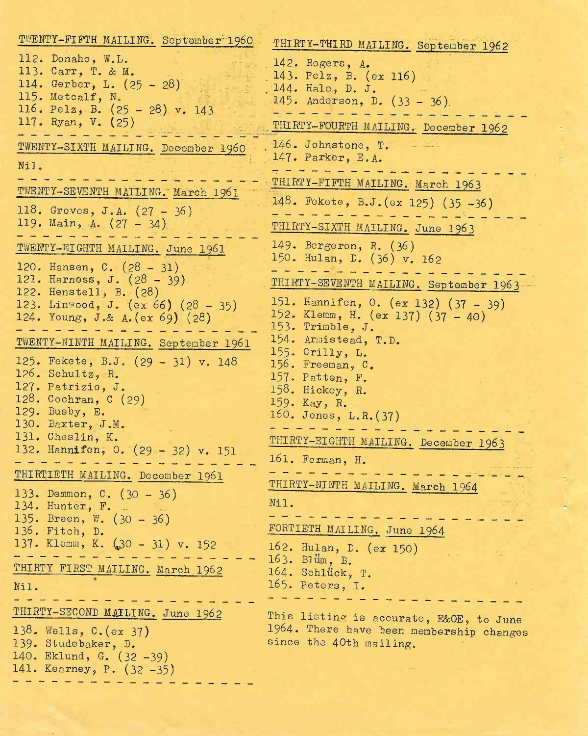TWENTY-FIFTH MAILING. September 1960

112. Donaho, W.L.
113. Carr, T. & M.
114. Gerber, L. (25 - 28)
115. Metcalf, N.
116. Pelz, B. (25 - 28) v. 143
117. Ryan, V. (25)

- - - - - - - - - - - - - - - - - - - -

TWENTY-SIXTH MAILING. December 1960

Nil.

- - - - - - - - - - - - - - - - - - - -

TWENTY-SEVENTH MAILING. March 1961

118. Groves, J.A. (27 - 36)
119. Main, A. (27 - 34)

- - - - - - - - - - - - - - - - - - - -

TWENTY-EIGHTH MAILING. June 1961

120. Hansen, C. (28 - 31)
121. Harness, J. (28 - 39)
122. Henstell, B. (28)
123. Linwood, J. (ex 66) (28 - 35)
124. Young, J.& A.(ex 69) (28)

- - - - - - - - - - - - - - - - - - - -

TWENTY-NINTH MAILING. September 1961

125. Fekete, B.J. (29 - 31) v. 148
126. Schultz, R.
127. Patrizio, J.
128. Cochran, C (29)
129. Busby, E.
130. Baxter, J.M.
131. Cheslin, K.
132. Hannifen, O. (29 - 32) v. 151

- - - - - - - - - - - - - - - - - - - -

THIRTIETH MAILING. December 1961

133. Demmon, C. (30 - 36)
134. Hunter, F.
135. Breen, W. (30 - 36)
136. Fitch, D.
137. Klemm, K. (30 - 31) v. 152

- - - - - - - - - - - - - - - - - - - -

THIRTY FIRST MAILING. March 1962

Nil.

- - - - - - - - - - - - - - - - - - - -

THIRTY-SECOND MAILING. June 1962

138. Wells, C.(ex 37)
139. Studebaker, D.
140. Eklund, G. (32 -39)
141. Kearney, P. (32 -35)

- - - - - - - - - - - - - - - - - - - -

THIRTY-THIRD MAILING. September 1962

142. Rogers, A.
143. Pelz, B. (ex 116)
144. Hale, D. J.
145. Anderson, D. (33 - 36)

- - - - - - - - - - - - - - - - - - - -

THIRTY-FOURTH MAILING. December 1962

146. Johnstone, T.
147. Parker, E.A.

- - - - - - - - - - - - - - - - - - - -

THIRTY-FIFTH MAILING. March 1963

148. Fekete, B.J.(ex 125) (35 -36)

- - - - - - - - - - - - - - - - - - - -

THIRTY-SIXTH MAILING. June 1963

149. Bergeron, R. (36)
150. Hulan, D. (36) v. 162

- - - - - - - - - - - - - - - - - - - -

THIRTY-SEVENTH MAILING. September 1963

151. Hannifen, O. (ex 132) (37 - 39)
152. Klemm, H. (ex 137) (37 - 40)
153. Trimble, J.
154. Armistead, T.D.
155. Crilly, L.
156. Freeman, C.
157. Patten, F.
158. Hickey, R.
159. Kay, R.
160. Jones, L.R.(37)

- - - - - - - - - - - - - - - - - - - -

THIRTY-EIGHTH MAILING. December 1963

161. Forman, H.

- - - - - - - - - - - - - - - - - - - -

THIRTY-NINTH MAILING. March 1964

Nil.

- - - - - - - - - - - - - - - - - - - -

FORTIETH MAILING. June 1964

162. Hulan, D. (ex 150)
163. Blüm, B.
164. Schlück, T.
165. Peters, I.

- - - - - - - - - - - - - - - - - - - -

This listing is accurate, E&OE, to June 1964. There have been membership changes since the 40th mailing.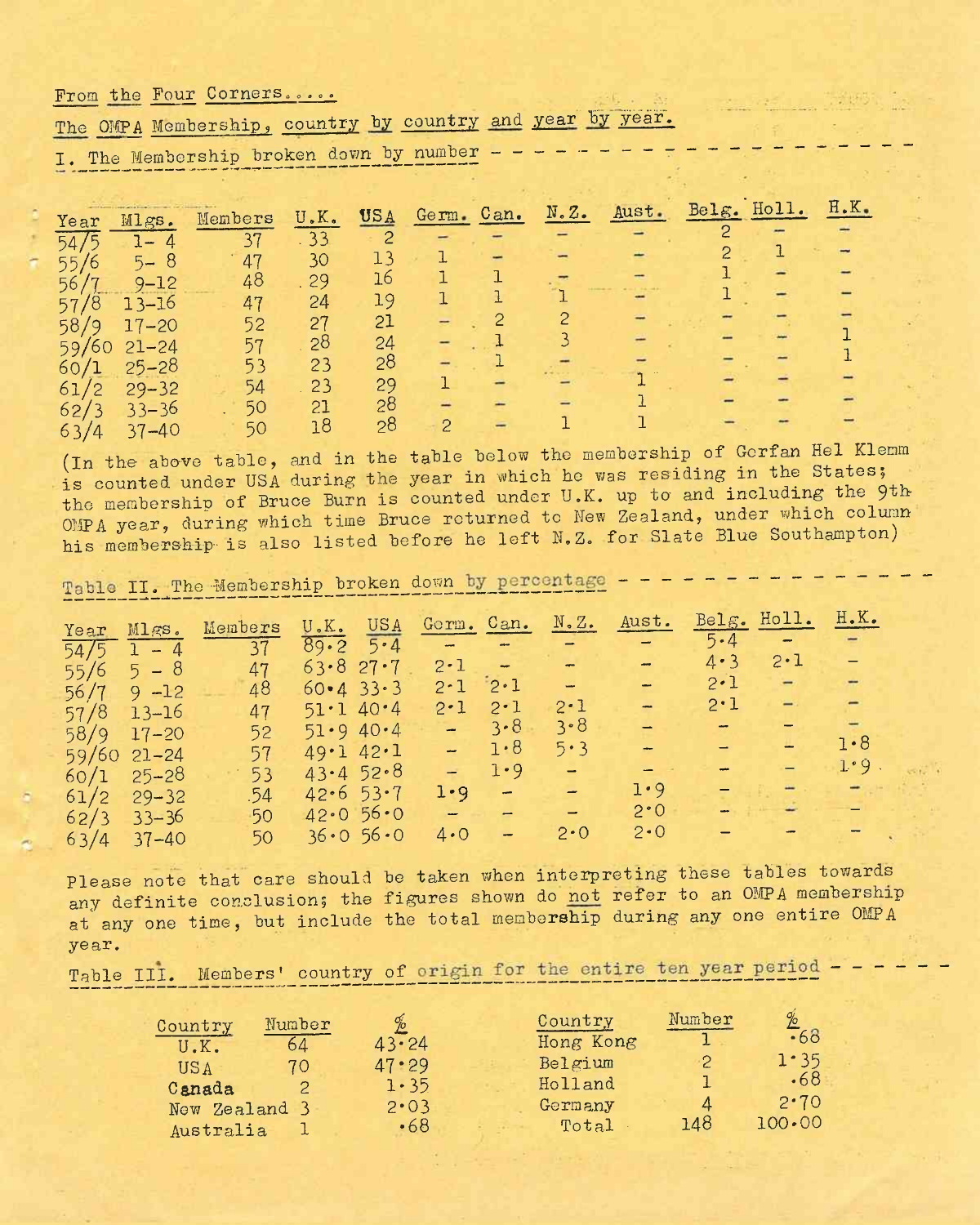From the Four Corners.....

The OMPA Membership, country by country and year by year.

I. The Membership broken down by number

| Year | Mlgs. | Members | U.K. | USA | Germ. | Can. | N.Z. | Aust. | Belg. | Holl. | H.K. |
|---|---|---|---|---|---|---|---|---|---|---|---|
| 54/5 | 1- 4 | 37 | 33 | 2 | - | - | - | - | 2 | - | - |
| 55/6 | 5- 8 | 47 | 30 | 13 | 1 | - | - | - | 2 | 1 | - |
| 56/7 | 9-12 | 48 | 29 | 16 | 1 | 1 | - | - | 1 | - | - |
| 57/8 | 13-16 | 47 | 24 | 19 | 1 | 1 | 1 | - | 1 | - | - |
| 58/9 | 17-20 | 52 | 27 | 21 | - | 2 | 2 | - | - | - | - |
| 59/60 | 21-24 | 57 | 28 | 24 | - | 1 | 3 | - | - | - | 1 |
| 60/1 | 25-28 | 53 | 23 | 28 | - | 1 | - | - | - | - | 1 |
| 61/2 | 29-32 | 54 | 23 | 29 | 1 | - | - | 1 | - | - | - |
| 62/3 | 33-36 | 50 | 21 | 28 | - | - | - | 1 | - | - | - |
| 63/4 | 37-40 | 50 | 18 | 28 | 2 | - | 1 | 1 | - | - | - |

(In the above table, and in the table below the membership of Gorfan Hel Klemm is counted under USA during the year in which he was residing in the States; the membership of Bruce Burn is counted under U.K. up to and including the 9th OMPA year, during which time Bruce returned to New Zealand, under which column his membership is also listed before he left N.Z. for Slate Blue Southampton)

Table II. The Membership broken down by percentage

| Year | Mlgs. | Members | U.K. | USA | Germ. | Can. | N.Z. | Aust. | Belg. | Holl. | H.K. |
|---|---|---|---|---|---|---|---|---|---|---|---|
| 54/5 | 1 - 4 | 37 | 89·2 | 5·4 | - | - | - | - | 5·4 | - | - |
| 55/6 | 5 - 8 | 47 | 63·8 | 27·7 | 2·1 | - | - | - | 4·3 | 2·1 | - |
| 56/7 | 9 -12 | 48 | 60·4 | 33·3 | 2·1 | 2·1 | - | - | 2·1 | - | - |
| 57/8 | 13-16 | 47 | 51·1 | 40·4 | 2·1 | 2·1 | 2·1 | - | 2·1 | - | - |
| 58/9 | 17-20 | 52 | 51·9 | 40·4 | - | 3·8 | 3·8 | - | - | - | - |
| 59/60 | 21-24 | 57 | 49·1 | 42·1 | - | 1·8 | 5·3 | - | - | - | 1·8 |
| 60/1 | 25-28 | 53 | 43·4 | 52·8 | - | 1·9 | - | - | - | - | 1·9 |
| 61/2 | 29-32 | 54 | 42·6 | 53·7 | 1·9 | - | - | 1·9 | - | - | - |
| 62/3 | 33-36 | 50 | 42·0 | 56·0 | - | - | - | 2·0 | - | - | - |
| 63/4 | 37-40 | 50 | 36·0 | 56·0 | 4·0 | - | 2·0 | 2·0 | - | - | - |

Please note that care should be taken when interpreting these tables towards any definite conclusion; the figures shown do not refer to an OMPA membership at any one time, but include the total membership during any one entire OMPA year.

Table III. Members' country of origin for the entire ten year period

| Country | Number | % |
|---|---|---|
| U.K. | 64 | 43·24 |
| USA | 70 | 47·29 |
| Canada | 2 | 1·35 |
| New Zealand | 3 | 2·03 |
| Australia | 1 | ·68 |
| Hong Kong | 1 | ·68 |
| Belgium | 2 | 1·35 |
| Holland | 1 | ·68 |
| Germany | 4 | 2·70 |
| Total | 148 | 100·00 |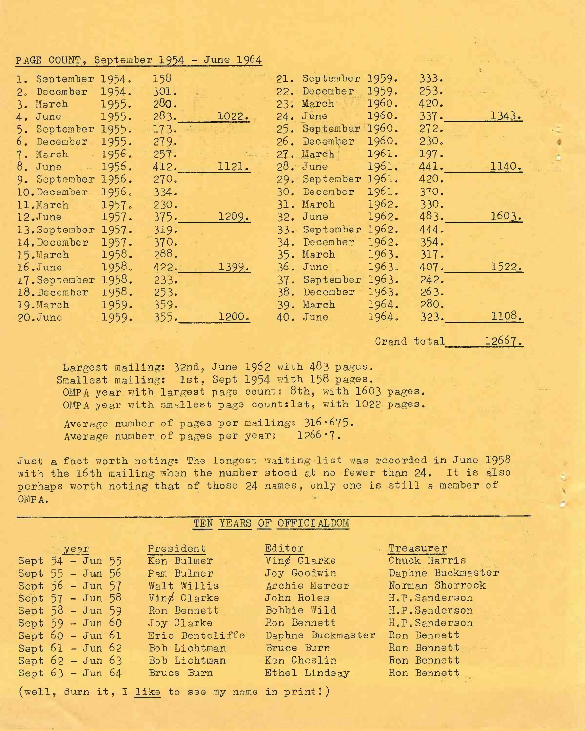PAGE COUNT, September 1954 - June 1964

| | | | | | | | |
|---|---|---|---|---|---|---|---|
| 1. September | 1954. | 158 | | 21. September | 1959. | 333. | |
| 2. December | 1954. | 301. | | 22. December | 1959. | 253. | |
| 3. March | 1955. | 280. | | 23. March | 1960. | 420. | |
| 4. June | 1955. | 283. | 1022. | 24. June | 1960. | 337. | 1343. |
| 5. September | 1955. | 173. | | 25. September | 1960. | 272. | |
| 6. December | 1955. | 279. | | 26. December | 1960. | 230. | |
| 7. March | 1956. | 257. | | 27. March | 1961. | 197. | |
| 8. June | 1956. | 412. | 1121. | 28. June | 1961. | 441. | 1140. |
| 9. September | 1956. | 270. | | 29. September | 1961. | 420. | |
| 10. December | 1956. | 334. | | 30. December | 1961. | 370. | |
| 11. March | 1957. | 230. | | 31. March | 1962. | 330. | |
| 12. June | 1957. | 375. | 1209. | 32. June | 1962. | 483. | 1603. |
| 13. September | 1957. | 319. | | 33. September | 1962. | 444. | |
| 14. December | 1957. | 370. | | 34. December | 1962. | 354. | |
| 15. March | 1958. | 288. | | 35. March | 1963. | 317. | |
| 16. June | 1958. | 422. | 1399. | 36. June | 1963. | 407. | 1522. |
| 17. September | 1958. | 233. | | 37. September | 1963. | 242. | |
| 18. December | 1958. | 253. | | 38. December | 1963. | 263. | |
| 19. March | 1959. | 359. | | 39. March | 1964. | 280. | |
| 20. June | 1959. | 355. | 1200. | 40. June | 1964. | 323. | 1108. |

Grand total 12667.

Largest mailing: 32nd, June 1962 with 483 pages.
Smallest mailing: 1st, Sept 1954 with 158 pages.
OMPA year with largest page count: 8th, with 1603 pages.
OMPA year with smallest page count: 1st, with 1022 pages.

Average number of pages per mailing: 316·675.
Average number of pages per year: 1266·7.

Just a fact worth noting: The longest waiting list was recorded in June 1958 with the 16th mailing when the number stood at no fewer than 24. It is also perhaps worth noting that of those 24 names, only one is still a member of OMPA.

## TEN YEARS OF OFFICIALDOM

| year | President | Editor | Treasurer |
|---|---|---|---|
| Sept 54 - Jun 55 | Ken Bulmer | Vinø Clarke | Chuck Harris |
| Sept 55 - Jun 56 | Pam Bulmer | Joy Goodwin | Daphne Buckmaster |
| Sept 56 - Jun 57 | Walt Willis | Archie Mercer | Norman Shorrock |
| Sept 57 - Jun 58 | Vinø Clarke | John Roles | H.P.Sanderson |
| Sept 58 - Jun 59 | Ron Bennett | Bobbie Wild | H.P.Sanderson |
| Sept 59 - Jun 60 | Joy Clarke | Ron Bennett | H.P.Sanderson |
| Sept 60 - Jun 61 | Eric Bentcliffe | Daphne Buckmaster | Ron Bennett |
| Sept 61 - Jun 62 | Bob Lichtman | Bruce Burn | Ron Bennett |
| Sept 62 - Jun 63 | Bob Lichtman | Ken Cheslin | Ron Bennett |
| Sept 63 - Jun 64 | Bruce Burn | Ethel Lindsay | Ron Bennett |

(well, durn it, I _like_ to see my name in print!)